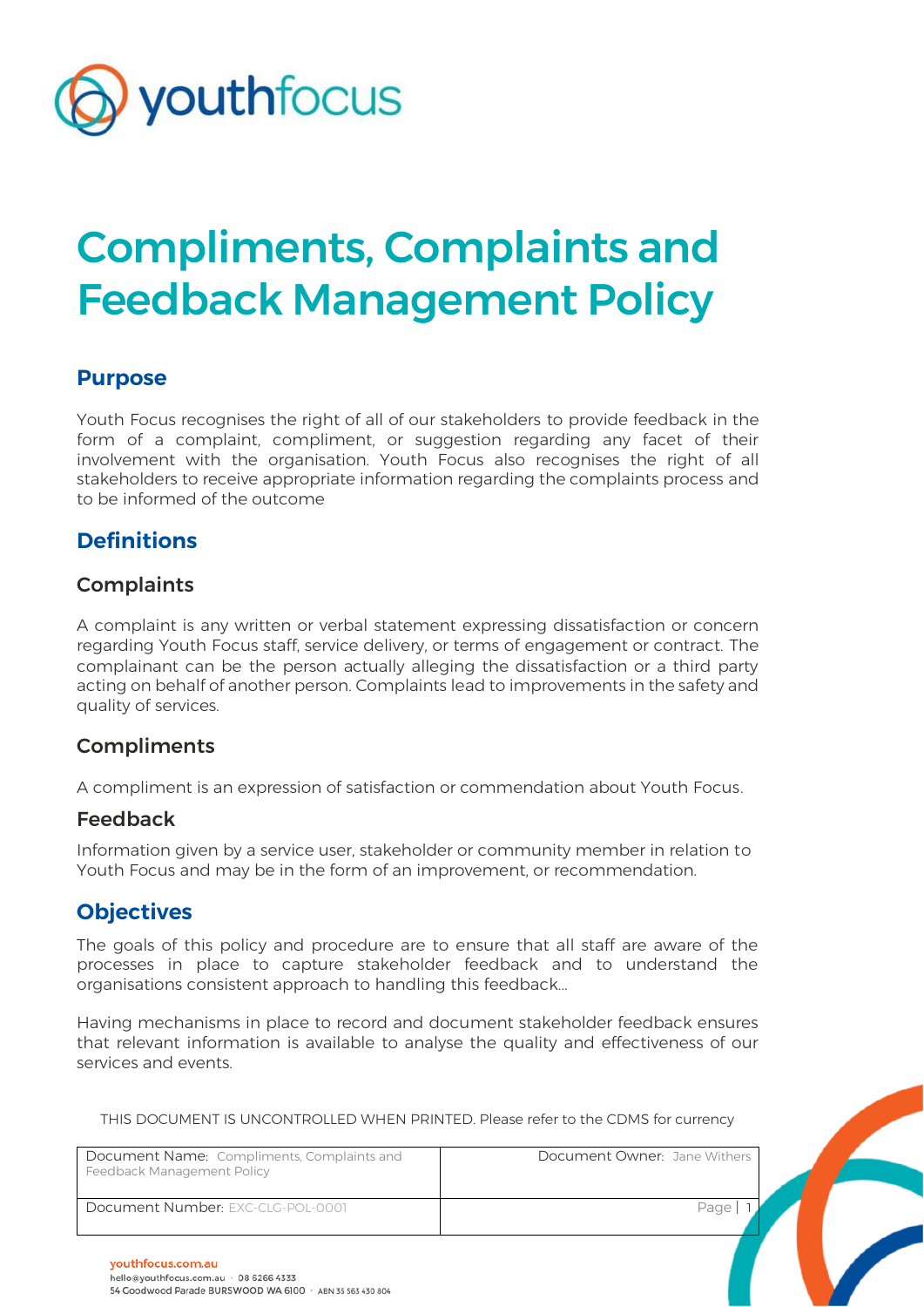# Compliments, Complaints and Feedback Management Policy

## Purpose

Youth Focus recognises the right of all of our stakeholders to provide feedback in the form of a complaint, compliment, or suggestion regarding any facet of their involvement with the organisation. Youth Focus also recognises the right of all stakeholders to receive appropriate information regarding the complaints process and to be informed of the outcome

## Definitions

### Complaints

A complaint is any written or verbal statement expressing dissatisfaction or concern regarding Youth Focus staff, service delivery, or terms of engagement or contract. The complainant can be the person actually alleging the dissatisfaction or a third party acting on behalf of another person. Complaints lead to improvements in the safety and quality of services.

### Compliments

A compliment is an expression of satisfaction or commendation about Youth Focus.

### Feedback

Information given by a service user, stakeholder or community member in relation to Youth Focus and may be in the form of an improvement, or recommendation.

## Objectives

The goals of this policy and procedure are to ensure that all staff are aware of the processes in place to capture stakeholder feedback and to understand the organisations consistent approach to handling this feedback…

Having mechanisms in place to record and document stakeholder feedback ensures that relevant information is available to analyse the quality and effectiveness of our services and events.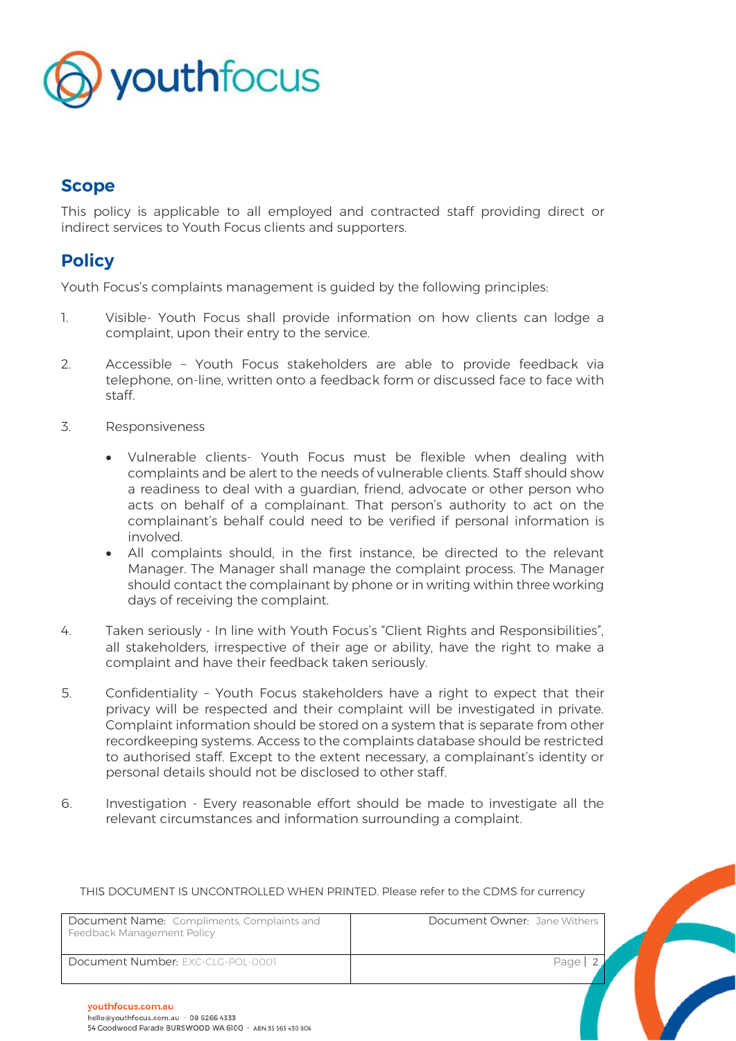## Scope

This policy is applicable to all employed and contracted staff providing direct or indirect services to Youth Focus clients and supporters.

## Policy

Youth Focus's complaints management is guided by the following principles:

1. Visible- Youth Focus shall provide information on how clients can lodge a complaint, upon their entry to the service.

2. Accessible – Youth Focus stakeholders are able to provide feedback via telephone, on-line, written onto a feedback form or discussed face to face with staff.

3. Responsiveness

    - Vulnerable clients- Youth Focus must be flexible when dealing with complaints and be alert to the needs of vulnerable clients. Staff should show a readiness to deal with a guardian, friend, advocate or other person who acts on behalf of a complainant. That person's authority to act on the complainant's behalf could need to be verified if personal information is involved.
    - All complaints should, in the first instance, be directed to the relevant Manager. The Manager shall manage the complaint process. The Manager should contact the complainant by phone or in writing within three working days of receiving the complaint.

4. Taken seriously - In line with Youth Focus's "Client Rights and Responsibilities", all stakeholders, irrespective of their age or ability, have the right to make a complaint and have their feedback taken seriously.

5. Confidentiality – Youth Focus stakeholders have a right to expect that their privacy will be respected and their complaint will be investigated in private. Complaint information should be stored on a system that is separate from other recordkeeping systems. Access to the complaints database should be restricted to authorised staff. Except to the extent necessary, a complainant's identity or personal details should not be disclosed to other staff.

6. Investigation - Every reasonable effort should be made to investigate all the relevant circumstances and information surrounding a complaint.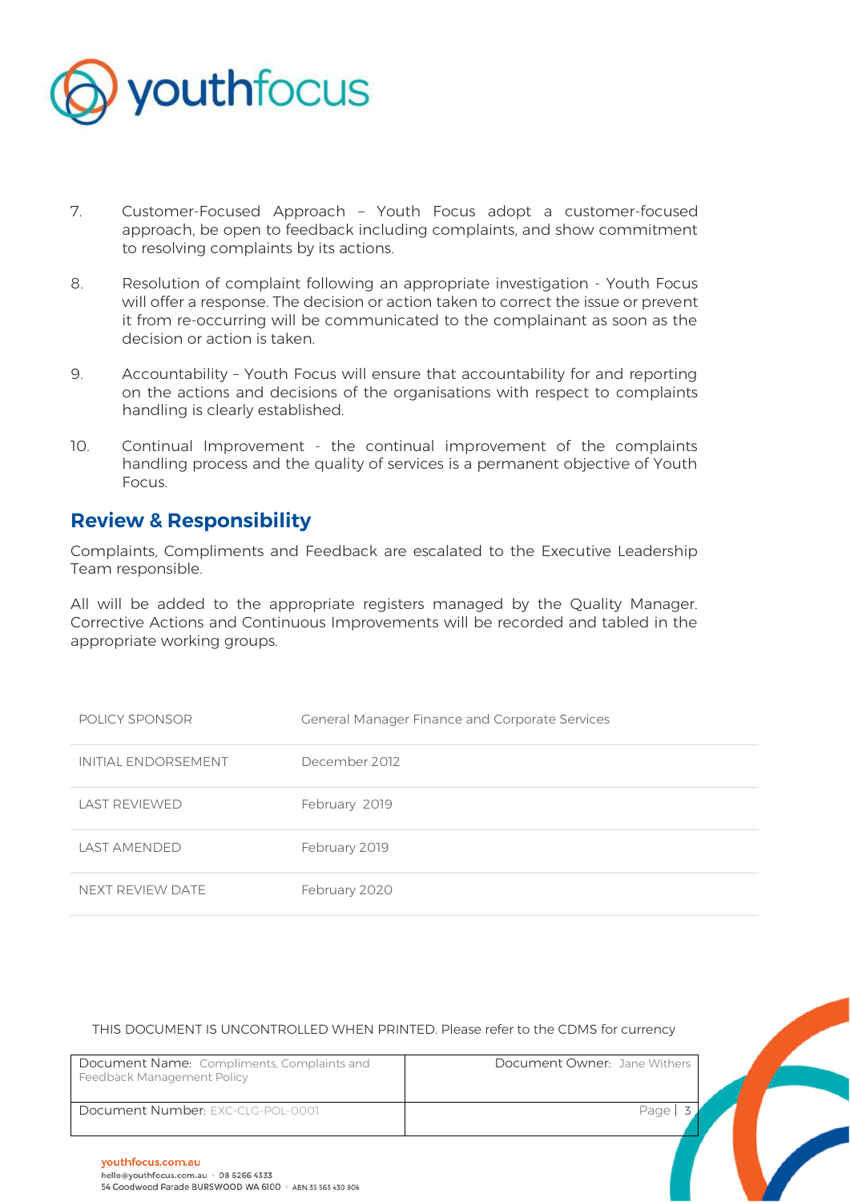7. Customer-Focused Approach – Youth Focus adopt a customer-focused approach, be open to feedback including complaints, and show commitment to resolving complaints by its actions.

8. Resolution of complaint following an appropriate investigation - Youth Focus will offer a response. The decision or action taken to correct the issue or prevent it from re-occurring will be communicated to the complainant as soon as the decision or action is taken.

9. Accountability – Youth Focus will ensure that accountability for and reporting on the actions and decisions of the organisations with respect to complaints handling is clearly established.

10. Continual Improvement - the continual improvement of the complaints handling process and the quality of services is a permanent objective of Youth Focus.

## Review & Responsibility

Complaints, Compliments and Feedback are escalated to the Executive Leadership Team responsible.

All will be added to the appropriate registers managed by the Quality Manager. Corrective Actions and Continuous Improvements will be recorded and tabled in the appropriate working groups.

| POLICY SPONSOR | General Manager Finance and Corporate Services |
|---|---|
| INITIAL ENDORSEMENT | December 2012 |
| LAST REVIEWED | February 2019 |
| LAST AMENDED | February 2019 |
| NEXT REVIEW DATE | February 2020 |

THIS DOCUMENT IS UNCONTROLLED WHEN PRINTED. Please refer to the CDMS for currency

| Document Name: Compliments, Complaints and Feedback Management Policy | Document Owner: Jane Withers |
|---|---|
| Document Number: EXC-CLG-POL-0001 | Page \| 3 |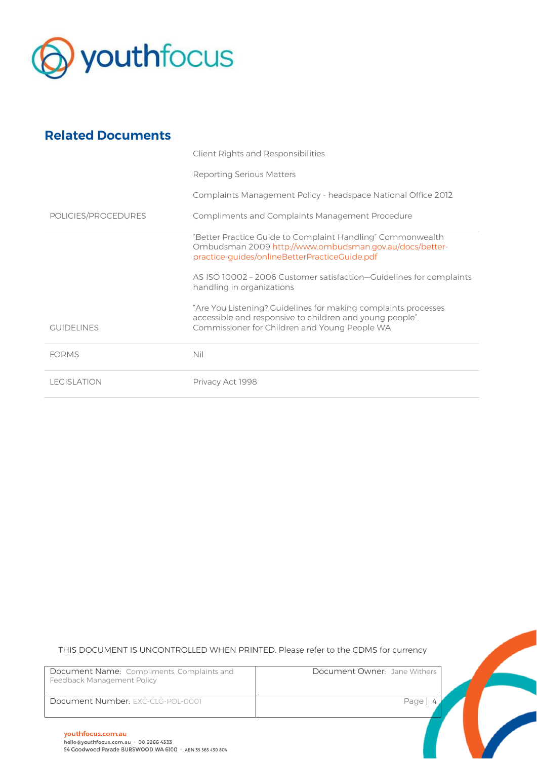## Related Documents

| | |
|---|---|
| POLICIES/PROCEDURES | Client Rights and Responsibilities<br>Reporting Serious Matters<br>Complaints Management Policy - headspace National Office 2012<br>Compliments and Complaints Management Procedure |
| GUIDELINES | "Better Practice Guide to Complaint Handling" Commonwealth Ombudsman 2009 http://www.ombudsman.gov.au/docs/better-practice-guides/onlineBetterPracticeGuide.pdf<br>AS ISO 10002 – 2006 Customer satisfaction—Guidelines for complaints handling in organizations<br>"Are You Listening? Guidelines for making complaints processes accessible and responsive to children and young people". Commissioner for Children and Young People WA |
| FORMS | Nil |
| LEGISLATION | Privacy Act 1998 |

THIS DOCUMENT IS UNCONTROLLED WHEN PRINTED. Please refer to the CDMS for currency

| | |
|---|---|
| Document Name: Compliments, Complaints and Feedback Management Policy | Document Owner: Jane Withers |
| Document Number: EXC-CLG-POL-0001 | |

youthfocus.com.au
hello@youthfocus.com.au · 08 6266 4333
54 Goodwood Parade BURSWOOD WA 6100 · ABN 35 563 430 804